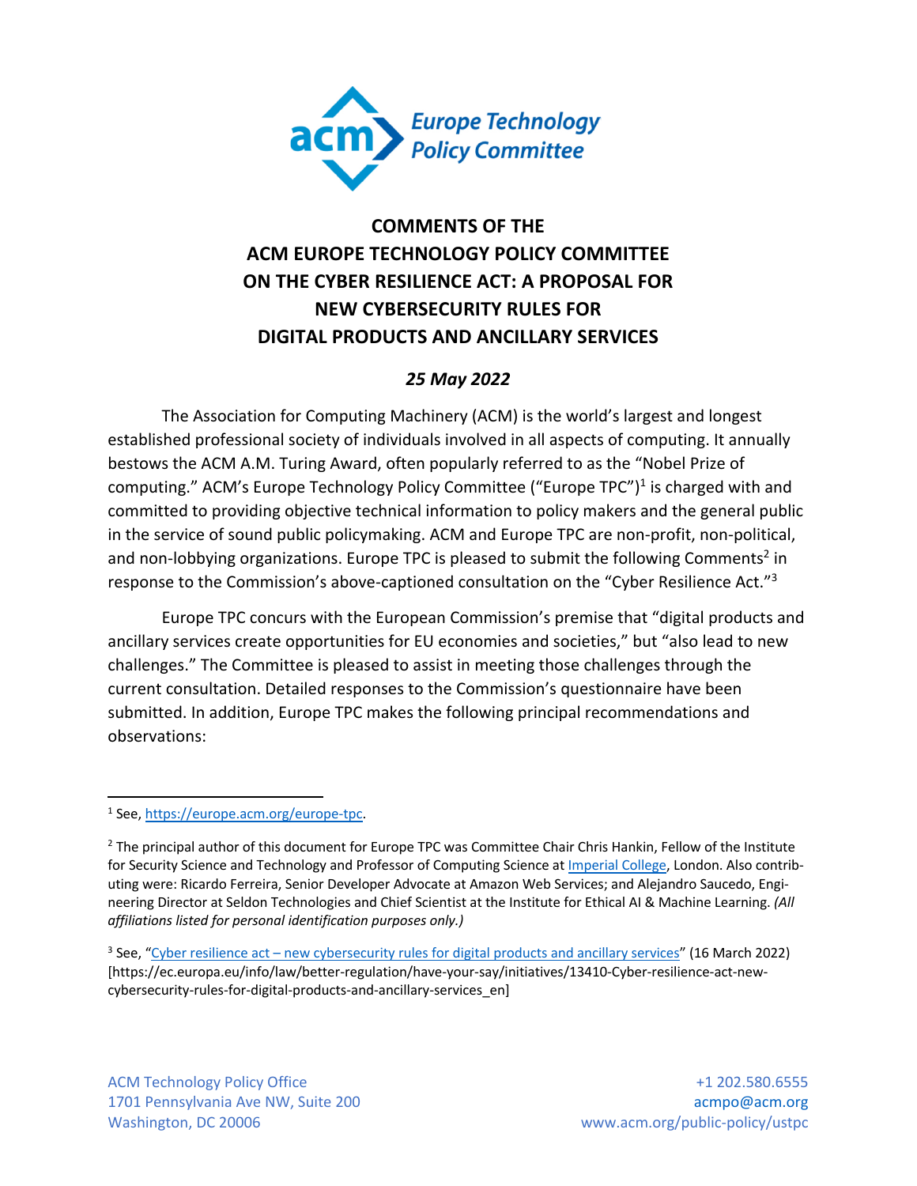# COMMENTS OF THE ACM EUROPE TECHNOLOGY POLICY COMMITTEE ON THE CYBER RESILIENCE ACT: A PROPOSAL FOR NEW CYBERSECURITY RULES FOR DIGITAL PRODUCTS AND ANCILLARY SERVICES

***25 May 2022***

The Association for Computing Machinery (ACM) is the world's largest and longest established professional society of individuals involved in all aspects of computing. It annually bestows the ACM A.M. Turing Award, often popularly referred to as the "Nobel Prize of computing." ACM's Europe Technology Policy Committee ("Europe TPC")[1] is charged with and committed to providing objective technical information to policy makers and the general public in the service of sound public policymaking. ACM and Europe TPC are non-profit, non-political, and non-lobbying organizations. Europe TPC is pleased to submit the following Comments[2] in response to the Commission's above-captioned consultation on the "Cyber Resilience Act."[3]

Europe TPC concurs with the European Commission's premise that "digital products and ancillary services create opportunities for EU economies and societies," but "also lead to new challenges." The Committee is pleased to assist in meeting those challenges through the current consultation. Detailed responses to the Commission's questionnaire have been submitted. In addition, Europe TPC makes the following principal recommendations and observations:

---

[1] See, https://europe.acm.org/europe-tpc.

[2] The principal author of this document for Europe TPC was Committee Chair Chris Hankin, Fellow of the Institute for Security Science and Technology and Professor of Computing Science at Imperial College, London. Also contributing were: Ricardo Ferreira, Senior Developer Advocate at Amazon Web Services; and Alejandro Saucedo, Engineering Director at Seldon Technologies and Chief Scientist at the Institute for Ethical AI & Machine Learning. *(All affiliations listed for personal identification purposes only.)*

[3] See, "Cyber resilience act – new cybersecurity rules for digital products and ancillary services" (16 March 2022) [https://ec.europa.eu/info/law/better-regulation/have-your-say/initiatives/13410-Cyber-resilience-act-new-cybersecurity-rules-for-digital-products-and-ancillary-services_en]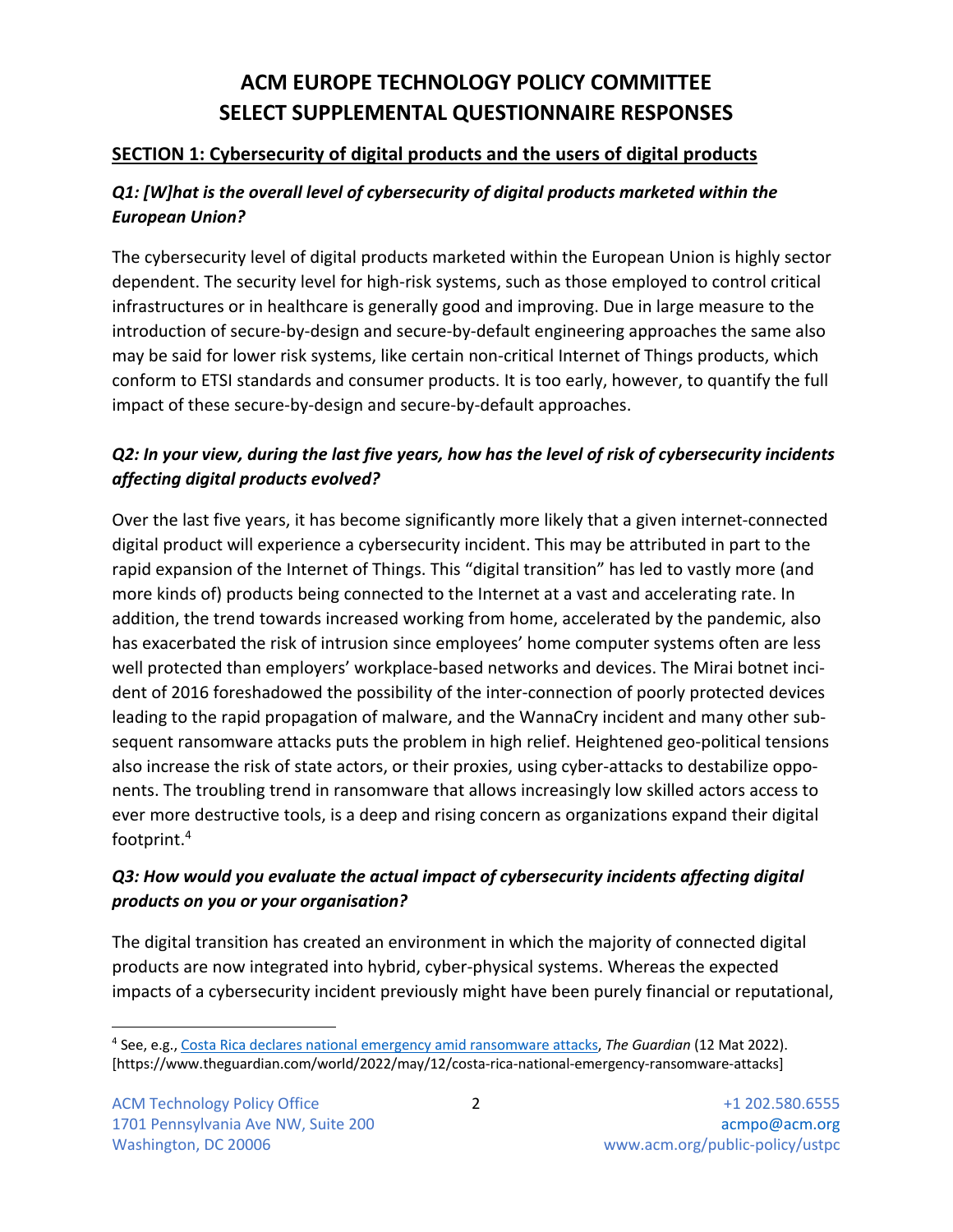# ACM EUROPE TECHNOLOGY POLICY COMMITTEE
# SELECT SUPPLEMENTAL QUESTIONNAIRE RESPONSES

## SECTION 1: Cybersecurity of digital products and the users of digital products

### *Q1: [W]hat is the overall level of cybersecurity of digital products marketed within the European Union?*

The cybersecurity level of digital products marketed within the European Union is highly sector dependent. The security level for high-risk systems, such as those employed to control critical infrastructures or in healthcare is generally good and improving. Due in large measure to the introduction of secure-by-design and secure-by-default engineering approaches the same also may be said for lower risk systems, like certain non-critical Internet of Things products, which conform to ETSI standards and consumer products. It is too early, however, to quantify the full impact of these secure-by-design and secure-by-default approaches.

### *Q2: In your view, during the last five years, how has the level of risk of cybersecurity incidents affecting digital products evolved?*

Over the last five years, it has become significantly more likely that a given internet-connected digital product will experience a cybersecurity incident. This may be attributed in part to the rapid expansion of the Internet of Things. This "digital transition" has led to vastly more (and more kinds of) products being connected to the Internet at a vast and accelerating rate. In addition, the trend towards increased working from home, accelerated by the pandemic, also has exacerbated the risk of intrusion since employees' home computer systems often are less well protected than employers' workplace-based networks and devices. The Mirai botnet incident of 2016 foreshadowed the possibility of the inter-connection of poorly protected devices leading to the rapid propagation of malware, and the WannaCry incident and many other subsequent ransomware attacks puts the problem in high relief. Heightened geo-political tensions also increase the risk of state actors, or their proxies, using cyber-attacks to destabilize opponents. The troubling trend in ransomware that allows increasingly low skilled actors access to ever more destructive tools, is a deep and rising concern as organizations expand their digital footprint.[4]

### *Q3: How would you evaluate the actual impact of cybersecurity incidents affecting digital products on you or your organisation?*

The digital transition has created an environment in which the majority of connected digital products are now integrated into hybrid, cyber-physical systems. Whereas the expected impacts of a cybersecurity incident previously might have been purely financial or reputational,

---

[4] See, e.g., [Costa Rica declares national emergency amid ransomware attacks](https://www.theguardian.com/world/2022/may/12/costa-rica-national-emergency-ransomware-attacks), *The Guardian* (12 Mat 2022). [https://www.theguardian.com/world/2022/may/12/costa-rica-national-emergency-ransomware-attacks]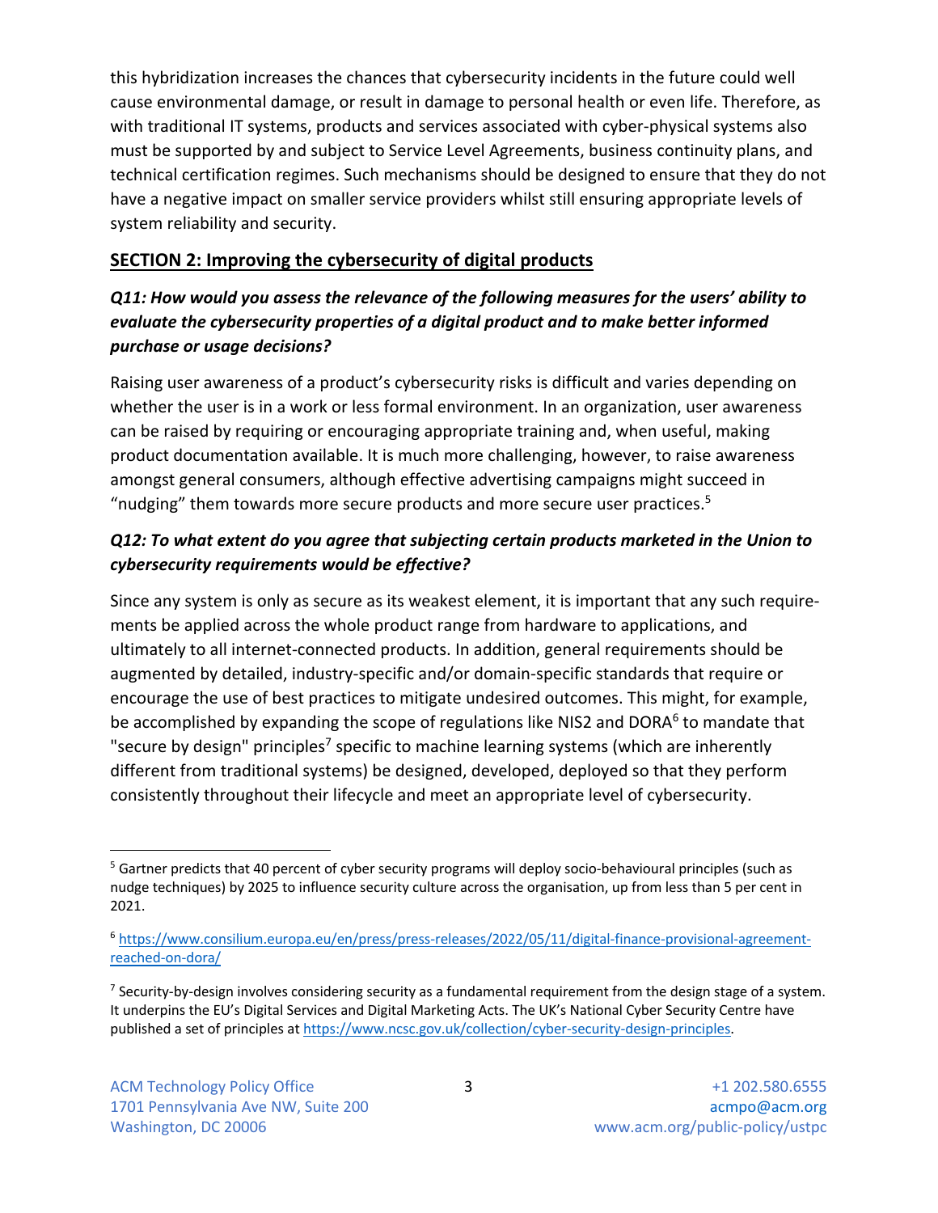this hybridization increases the chances that cybersecurity incidents in the future could well cause environmental damage, or result in damage to personal health or even life. Therefore, as with traditional IT systems, products and services associated with cyber-physical systems also must be supported by and subject to Service Level Agreements, business continuity plans, and technical certification regimes. Such mechanisms should be designed to ensure that they do not have a negative impact on smaller service providers whilst still ensuring appropriate levels of system reliability and security.

## SECTION 2: Improving the cybersecurity of digital products

### *Q11: How would you assess the relevance of the following measures for the users' ability to evaluate the cybersecurity properties of a digital product and to make better informed purchase or usage decisions?*

Raising user awareness of a product's cybersecurity risks is difficult and varies depending on whether the user is in a work or less formal environment. In an organization, user awareness can be raised by requiring or encouraging appropriate training and, when useful, making product documentation available. It is much more challenging, however, to raise awareness amongst general consumers, although effective advertising campaigns might succeed in "nudging" them towards more secure products and more secure user practices.[5]

### *Q12: To what extent do you agree that subjecting certain products marketed in the Union to cybersecurity requirements would be effective?*

Since any system is only as secure as its weakest element, it is important that any such requirements be applied across the whole product range from hardware to applications, and ultimately to all internet-connected products. In addition, general requirements should be augmented by detailed, industry-specific and/or domain-specific standards that require or encourage the use of best practices to mitigate undesired outcomes. This might, for example, be accomplished by expanding the scope of regulations like NIS2 and DORA[6] to mandate that "secure by design" principles[7] specific to machine learning systems (which are inherently different from traditional systems) be designed, developed, deployed so that they perform consistently throughout their lifecycle and meet an appropriate level of cybersecurity.

---

[5] Gartner predicts that 40 percent of cyber security programs will deploy socio-behavioural principles (such as nudge techniques) by 2025 to influence security culture across the organisation, up from less than 5 per cent in 2021.

[6] https://www.consilium.europa.eu/en/press/press-releases/2022/05/11/digital-finance-provisional-agreement-reached-on-dora/

[7] Security-by-design involves considering security as a fundamental requirement from the design stage of a system. It underpins the EU's Digital Services and Digital Marketing Acts. The UK's National Cyber Security Centre have published a set of principles at https://www.ncsc.gov.uk/collection/cyber-security-design-principles.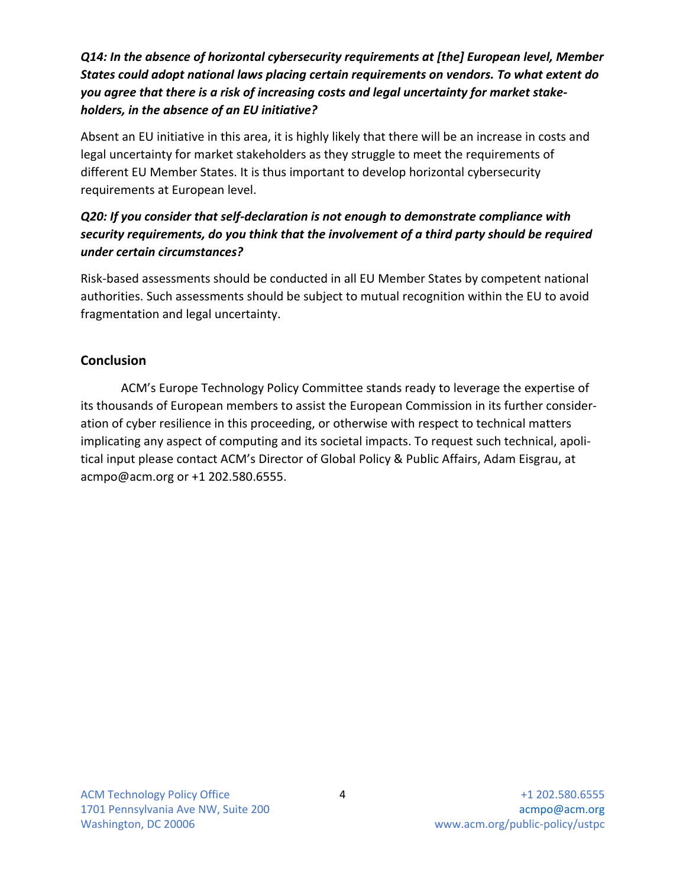***Q14: In the absence of horizontal cybersecurity requirements at [the] European level, Member States could adopt national laws placing certain requirements on vendors. To what extent do you agree that there is a risk of increasing costs and legal uncertainty for market stakeholders, in the absence of an EU initiative?***

Absent an EU initiative in this area, it is highly likely that there will be an increase in costs and legal uncertainty for market stakeholders as they struggle to meet the requirements of different EU Member States. It is thus important to develop horizontal cybersecurity requirements at European level.

***Q20: If you consider that self-declaration is not enough to demonstrate compliance with security requirements, do you think that the involvement of a third party should be required under certain circumstances?***

Risk-based assessments should be conducted in all EU Member States by competent national authorities. Such assessments should be subject to mutual recognition within the EU to avoid fragmentation and legal uncertainty.

## Conclusion

ACM's Europe Technology Policy Committee stands ready to leverage the expertise of its thousands of European members to assist the European Commission in its further consideration of cyber resilience in this proceeding, or otherwise with respect to technical matters implicating any aspect of computing and its societal impacts. To request such technical, apolitical input please contact ACM's Director of Global Policy & Public Affairs, Adam Eisgrau, at acmpo@acm.org or +1 202.580.6555.